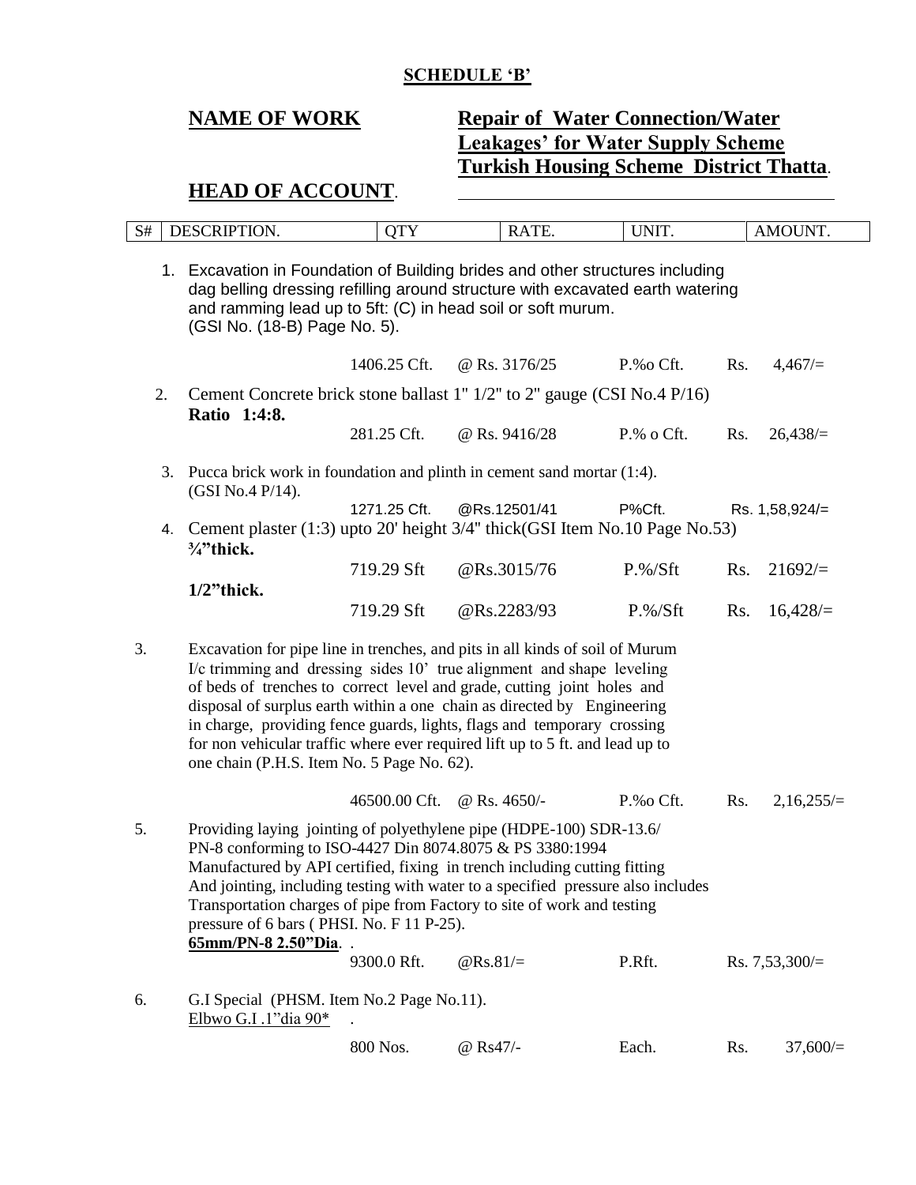**SCHEDULE 'B'**

**NAME OF WORK** **Repair of Water Connection/Water Leakages' for Water Supply Scheme Turkish Housing Scheme District Thatta**.

**HEAD OF ACCOUNT**.

| S# | DESCRIPTION. | QTY | RATE. | UNIT. | AMOUNT. |
|---|---|---|---|---|---|
| 1. | Excavation in Foundation of Building brides and other structures including dag belling dressing refilling around structure with excavated earth watering and ramming lead up to 5ft: (C) in head soil or soft murum. (GSI No. (18-B) Page No. 5). | | | | |
| | | 1406.25 Cft. | @ Rs. 3176/25 | P.%o Cft. | Rs. 4,467/= |
| 2. | Cement Concrete brick stone ballast 1" 1/2" to 2" gauge (CSI No.4 P/16) **Ratio 1:4:8.** | | | | |
| | | 281.25 Cft. | @ Rs. 9416/28 | P.% o Cft. | Rs. 26,438/= |
| 3. | Pucca brick work in foundation and plinth in cement sand mortar (1:4). (GSI No.4 P/14). | | | | |
| | | 1271.25 Cft. | @Rs.12501/41 | P%Cft. | Rs. 1,58,924/= |
| 4. | Cement plaster (1:3) upto 20' height 3/4" thick(GSI Item No.10 Page No.53) | | | | |
| | **¾"thick.** | 719.29 Sft | @Rs.3015/76 | P.%/Sft | Rs. 21692/= |
| | **1/2"thick.** | 719.29 Sft | @Rs.2283/93 | P.%/Sft | Rs. 16,428/= |
| 3. | Excavation for pipe line in trenches, and pits in all kinds of soil of Murum I/c trimming and dressing sides 10' true alignment and shape leveling of beds of trenches to correct level and grade, cutting joint holes and disposal of surplus earth within a one chain as directed by Engineering in charge, providing fence guards, lights, flags and temporary crossing for non vehicular traffic where ever required lift up to 5 ft. and lead up to one chain (P.H.S. Item No. 5 Page No. 62). | | | | |
| | | 46500.00 Cft. | @ Rs. 4650/- | P.%o Cft. | Rs. 2,16,255/= |
| 5. | Providing laying jointing of polyethylene pipe (HDPE-100) SDR-13.6/ PN-8 conforming to ISO-4427 Din 8074.8075 & PS 3380:1994 Manufactured by API certified, fixing in trench including cutting fitting And jointing, including testing with water to a specified pressure also includes Transportation charges of pipe from Factory to site of work and testing pressure of 6 bars ( PHSI. No. F 11 P-25). **65mm/PN-8 2.50"Dia**. . | | | | |
| | | 9300.0 Rft. | @Rs.81/= | P.Rft. | Rs. 7,53,300/= |
| 6. | G.I Special (PHSM. Item No.2 Page No.11). Elbwo G.I .1"dia 90* . | | | | |
| | | 800 Nos. | @ Rs47/- | Each. | Rs. 37,600/= |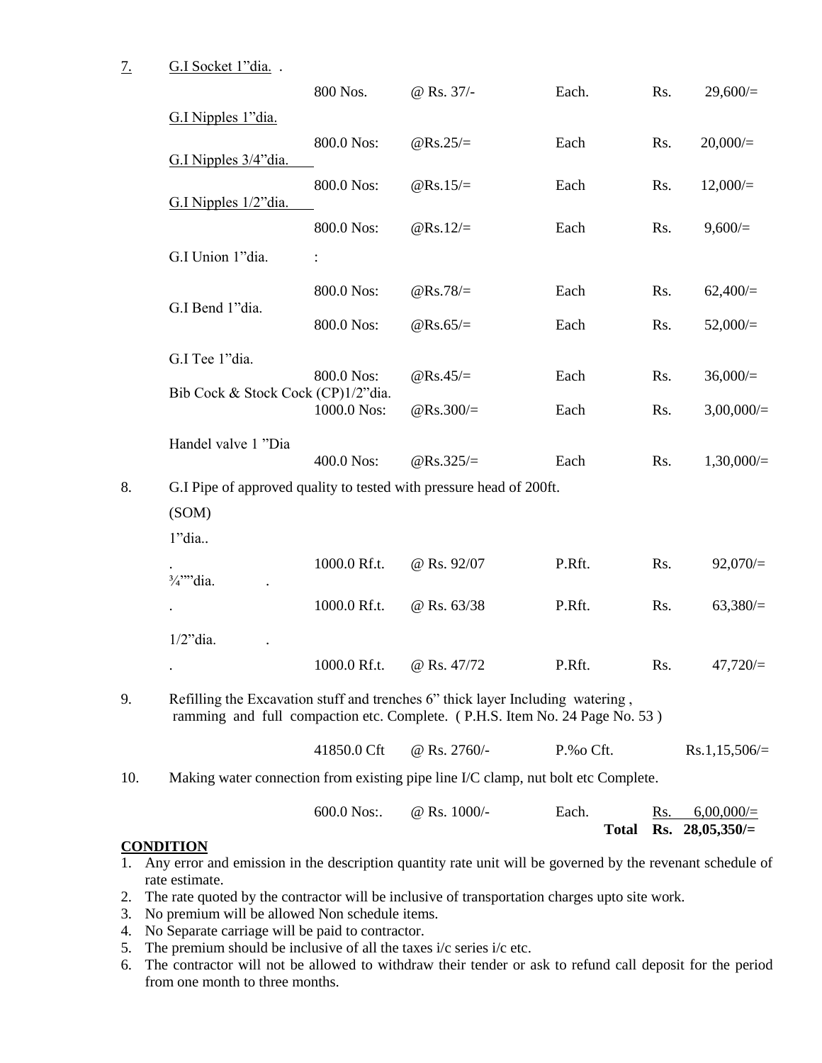| | | | | | | |
|---|---|---|---|---|---|---|
| 7. | G.I Socket 1"dia. . | | | | | |
| | | 800 Nos. | @ Rs. 37/- | Each. | Rs. | 29,600/= |
| | G.I Nipples 1"dia. | | | | | |
| | | 800.0 Nos: | @Rs.25/= | Each | Rs. | 20,000/= |
| | G.I Nipples 3/4"dia. | | | | | |
| | | 800.0 Nos: | @Rs.15/= | Each | Rs. | 12,000/= |
| | G.I Nipples 1/2"dia. | | | | | |
| | | 800.0 Nos: | @Rs.12/= | Each | Rs. | 9,600/= |
| | G.I Union 1"dia. | : | | | | |
| | | 800.0 Nos: | @Rs.78/= | Each | Rs. | 62,400/= |
| | G.I Bend 1"dia. | 800.0 Nos: | @Rs.65/= | Each | Rs. | 52,000/= |
| | G.I Tee 1"dia. | | | | | |
| | | 800.0 Nos: | @Rs.45/= | Each | Rs. | 36,000/= |
| | Bib Cock & Stock Cock (CP)1/2"dia. | | | | | |
| | | 1000.0 Nos: | @Rs.300/= | Each | Rs. | 3,00,000/= |
| | Handel valve 1 "Dia | | | | | |
| | | 400.0 Nos: | @Rs.325/= | Each | Rs. | 1,30,000/= |
| 8. | G.I Pipe of approved quality to tested with pressure head of 200ft. (SOM) | | | | | |
| | 1"dia.. | | | | | |
| | . | 1000.0 Rf.t. | @ Rs. 92/07 | P.Rft. | Rs. | 92,070/= |
| | ¾""dia. . | | | | | |
| | . | 1000.0 Rf.t. | @ Rs. 63/38 | P.Rft. | Rs. | 63,380/= |
| | 1/2"dia. . | | | | | |
| | . | 1000.0 Rf.t. | @ Rs. 47/72 | P.Rft. | Rs. | 47,720/= |
| 9. | Refilling the Excavation stuff and trenches 6" thick layer Including watering , ramming and full compaction etc. Complete. ( P.H.S. Item No. 24 Page No. 53 ) | | | | | |
| | | 41850.0 Cft | @ Rs. 2760/- | P.%o Cft. | | Rs.1,15,506/= |
| 10. | Making water connection from existing pipe line I/C clamp, nut bolt etc Complete. | | | | | |
| | | 600.0 Nos:. | @ Rs. 1000/- | Each. | Rs. | 6,00,000/= |
| | | | | **Total** | **Rs.** | **28,05,350/=** |

## CONDITION

1. Any error and emission in the description quantity rate unit will be governed by the revenant schedule of rate estimate.
2. The rate quoted by the contractor will be inclusive of transportation charges upto site work.
3. No premium will be allowed Non schedule items.
4. No Separate carriage will be paid to contractor.
5. The premium should be inclusive of all the taxes i/c series i/c etc.
6. The contractor will not be allowed to withdraw their tender or ask to refund call deposit for the period from one month to three months.